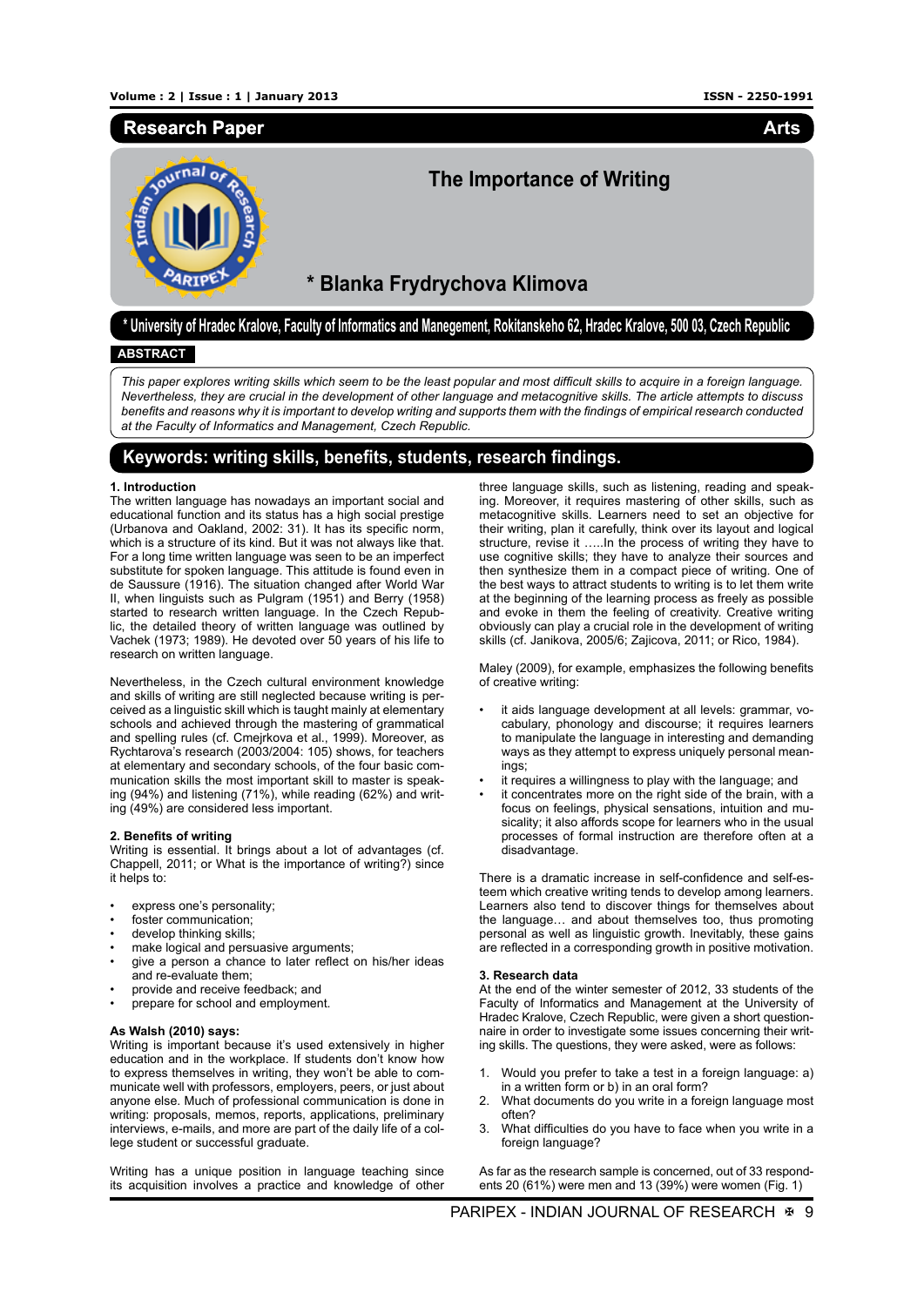Research Paper | Arts

# The Importance of Writing

**\* Blanka Frydrychova Klimova**

\* University of Hradec Kralove, Faculty of Informatics and Manegement, Rokitanskeho 62, Hradec Kralove, 500 03, Czech Republic

## ABSTRACT

*This paper explores writing skills which seem to be the least popular and most difficult skills to acquire in a foreign language. Nevertheless, they are crucial in the development of other language and metacognitive skills. The article attempts to discuss benefits and reasons why it is important to develop writing and supports them with the findings of empirical research conducted at the Faculty of Informatics and Management, Czech Republic.*

## Keywords: writing skills, benefits, students, research findings.

### 1. Introduction

The written language has nowadays an important social and educational function and its status has a high social prestige (Urbanova and Oakland, 2002: 31). It has its specific norm, which is a structure of its kind. But it was not always like that. For a long time written language was seen to be an imperfect substitute for spoken language. This attitude is found even in de Saussure (1916). The situation changed after World War II, when linguists such as Pulgram (1951) and Berry (1958) started to research written language. In the Czech Republic, the detailed theory of written language was outlined by Vachek (1973; 1989). He devoted over 50 years of his life to research on written language.

Nevertheless, in the Czech cultural environment knowledge and skills of writing are still neglected because writing is perceived as a linguistic skill which is taught mainly at elementary schools and achieved through the mastering of grammatical and spelling rules (cf. Cmejrkova et al., 1999). Moreover, as Rychtarova's research (2003/2004: 105) shows, for teachers at elementary and secondary schools, of the four basic communication skills the most important skill to master is speaking (94%) and listening (71%), while reading (62%) and writing (49%) are considered less important.

### 2. Benefits of writing

Writing is essential. It brings about a lot of advantages (cf. Chappell, 2011; or What is the importance of writing?) since it helps to:

- express one's personality;
- foster communication;
- develop thinking skills;
- make logical and persuasive arguments;
- give a person a chance to later reflect on his/her ideas and re-evaluate them;
- provide and receive feedback; and
- prepare for school and employment.

**As Walsh (2010) says:**

Writing is important because it's used extensively in higher education and in the workplace. If students don't know how to express themselves in writing, they won't be able to communicate well with professors, employers, peers, or just about anyone else. Much of professional communication is done in writing: proposals, memos, reports, applications, preliminary interviews, e-mails, and more are part of the daily life of a college student or successful graduate.

Writing has a unique position in language teaching since its acquisition involves a practice and knowledge of other three language skills, such as listening, reading and speaking. Moreover, it requires mastering of other skills, such as metacognitive skills. Learners need to set an objective for their writing, plan it carefully, think over its layout and logical structure, revise it …..In the process of writing they have to use cognitive skills; they have to analyze their sources and then synthesize them in a compact piece of writing. One of the best ways to attract students to writing is to let them write at the beginning of the learning process as freely as possible and evoke in them the feeling of creativity. Creative writing obviously can play a crucial role in the development of writing skills (cf. Janikova, 2005/6; Zajicova, 2011; or Rico, 1984).

Maley (2009), for example, emphasizes the following benefits of creative writing:

- it aids language development at all levels: grammar, vocabulary, phonology and discourse; it requires learners to manipulate the language in interesting and demanding ways as they attempt to express uniquely personal meanings;
- it requires a willingness to play with the language; and
- it concentrates more on the right side of the brain, with a focus on feelings, physical sensations, intuition and musicality; it also affords scope for learners who in the usual processes of formal instruction are therefore often at a disadvantage.

There is a dramatic increase in self-confidence and self-esteem which creative writing tends to develop among learners. Learners also tend to discover things for themselves about the language… and about themselves too, thus promoting personal as well as linguistic growth. Inevitably, these gains are reflected in a corresponding growth in positive motivation.

### 3. Research data

At the end of the winter semester of 2012, 33 students of the Faculty of Informatics and Management at the University of Hradec Kralove, Czech Republic, were given a short questionnaire in order to investigate some issues concerning their writing skills. The questions, they were asked, were as follows:

1. Would you prefer to take a test in a foreign language: a) in a written form or b) in an oral form?
2. What documents do you write in a foreign language most often?
3. What difficulties do you have to face when you write in a foreign language?

As far as the research sample is concerned, out of 33 respondents 20 (61%) were men and 13 (39%) were women (Fig. 1)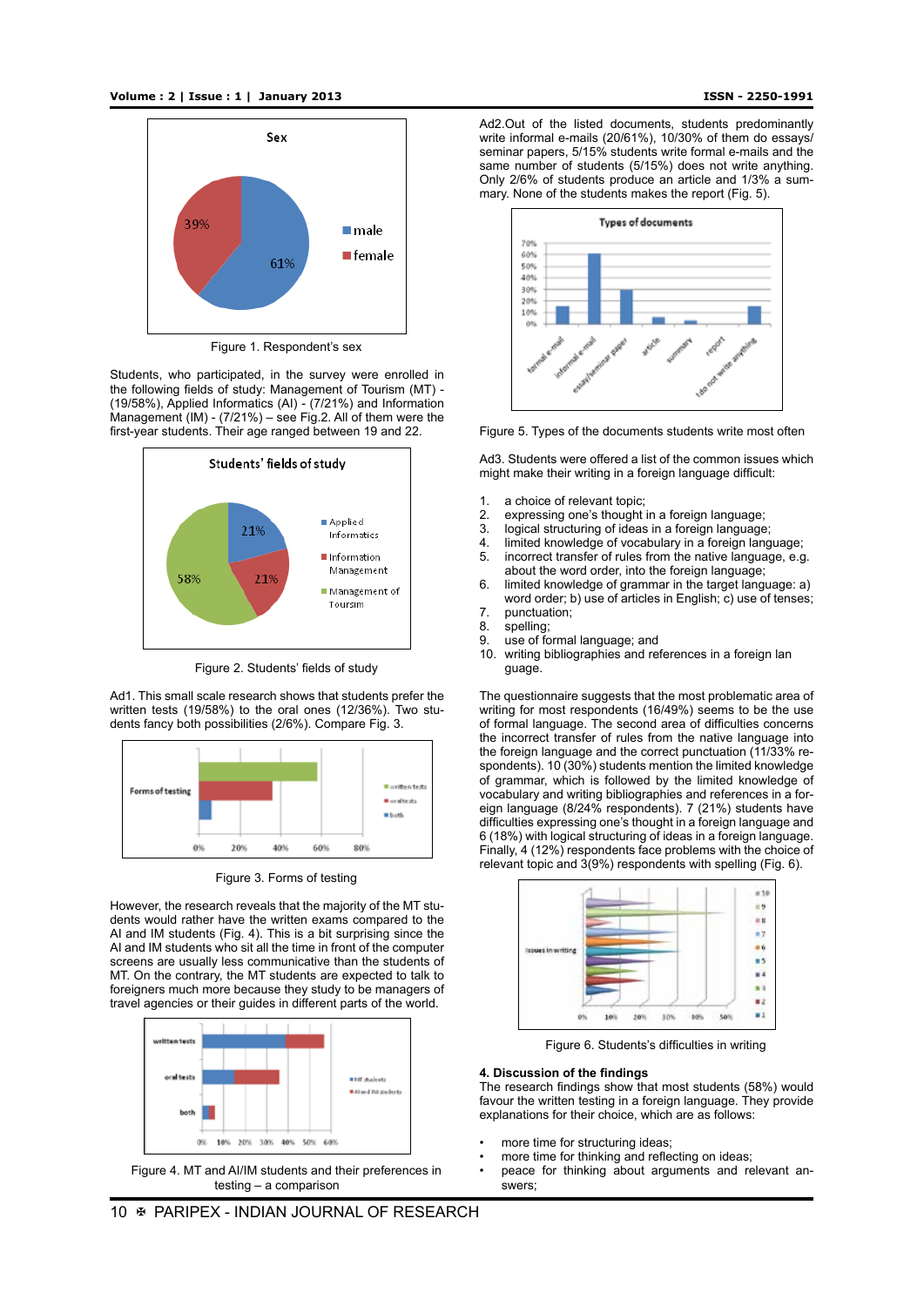Figure 1. Respondent's sex

Students, who participated, in the survey were enrolled in the following fields of study: Management of Tourism (MT) - (19/58%), Applied Informatics (AI) - (7/21%) and Information Management (IM) - (7/21%) – see Fig.2. All of them were the first-year students. Their age ranged between 19 and 22.

Figure 2. Students' fields of study

Ad1. This small scale research shows that students prefer the written tests (19/58%) to the oral ones (12/36%). Two students fancy both possibilities (2/6%). Compare Fig. 3.

Figure 3. Forms of testing

However, the research reveals that the majority of the MT students would rather have the written exams compared to the AI and IM students (Fig. 4). This is a bit surprising since the AI and IM students who sit all the time in front of the computer screens are usually less communicative than the students of MT. On the contrary, the MT students are expected to talk to foreigners much more because they study to be managers of travel agencies or their guides in different parts of the world.

Figure 4. MT and AI/IM students and their preferences in testing – a comparison

Ad2. Out of the listed documents, students predominantly write informal e-mails (20/61%), 10/30% of them do essays/seminar papers, 5/15% students write formal e-mails and the same number of students (5/15%) does not write anything. Only 2/6% of students produce an article and 1/3% a summary. None of the students makes the report (Fig. 5).

Figure 5. Types of the documents students write most often

Ad3. Students were offered a list of the common issues which might make their writing in a foreign language difficult:

1. a choice of relevant topic;
2. expressing one's thought in a foreign language;
3. logical structuring of ideas in a foreign language;
4. limited knowledge of vocabulary in a foreign language;
5. incorrect transfer of rules from the native language, e.g. about the word order, into the foreign language;
6. limited knowledge of grammar in the target language: a) word order; b) use of articles in English; c) use of tenses;
7. punctuation;
8. spelling;
9. use of formal language; and
10. writing bibliographies and references in a foreign language.

The questionnaire suggests that the most problematic area of writing for most respondents (16/49%) seems to be the use of formal language. The second area of difficulties concerns the incorrect transfer of rules from the native language into the foreign language and the correct punctuation (11/33% respondents). 10 (30%) students mention the limited knowledge of grammar, which is followed by the limited knowledge of vocabulary and writing bibliographies and references in a foreign language (8/24% respondents). 7 (21%) students have difficulties expressing one's thought in a foreign language and 6 (18%) with logical structuring of ideas in a foreign language. Finally, 4 (12%) respondents face problems with the choice of relevant topic and 3(9%) respondents with spelling (Fig. 6).

Figure 6. Students's difficulties in writing

## 4. Discussion of the findings

The research findings show that most students (58%) would favour the written testing in a foreign language. They provide explanations for their choice, which are as follows:

- more time for structuring ideas;
- more time for thinking and reflecting on ideas;
- peace for thinking about arguments and relevant answers;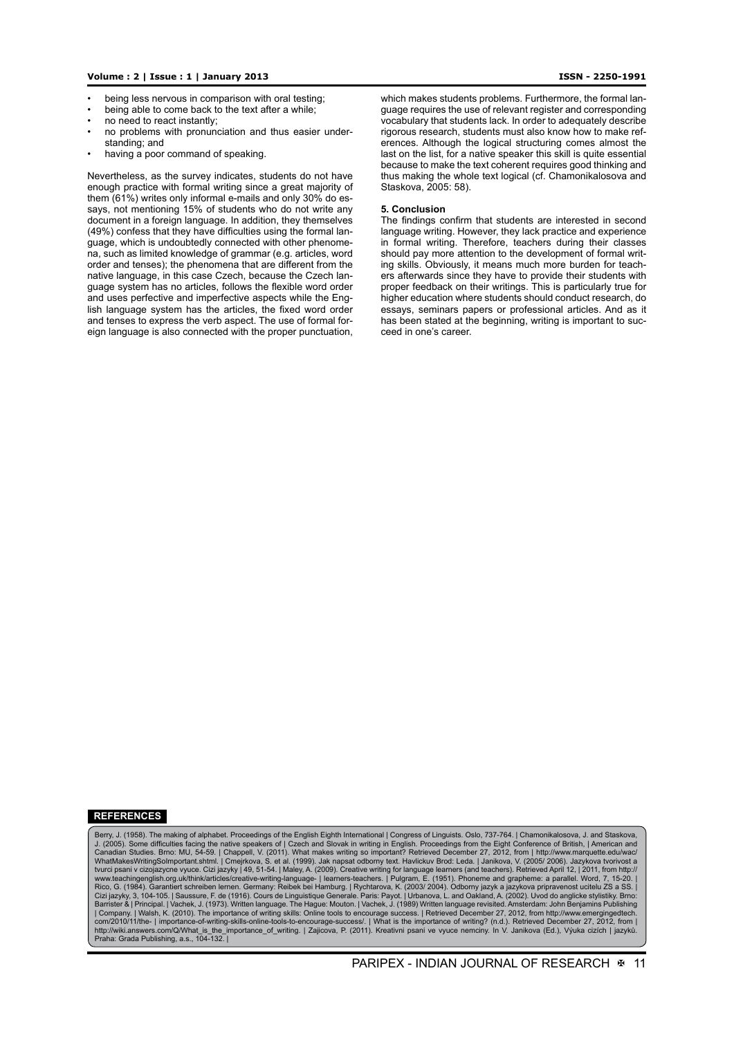- being less nervous in comparison with oral testing;
- being able to come back to the text after a while;
- no need to react instantly;
- no problems with pronunciation and thus easier understanding; and
- having a poor command of speaking.

Nevertheless, as the survey indicates, students do not have enough practice with formal writing since a great majority of them (61%) writes only informal e-mails and only 30% do essays, not mentioning 15% of students who do not write any document in a foreign language. In addition, they themselves (49%) confess that they have difficulties using the formal language, which is undoubtedly connected with other phenomena, such as limited knowledge of grammar (e.g. articles, word order and tenses); the phenomena that are different from the native language, in this case Czech, because the Czech language system has no articles, follows the flexible word order and uses perfective and imperfective aspects while the English language system has the articles, the fixed word order and tenses to express the verb aspect. The use of formal foreign language is also connected with the proper punctuation, which makes students problems. Furthermore, the formal language requires the use of relevant register and corresponding vocabulary that students lack. In order to adequately describe rigorous research, students must also know how to make references. Although the logical structuring comes almost the last on the list, for a native speaker this skill is quite essential because to make the text coherent requires good thinking and thus making the whole text logical (cf. Chamonikalosova and Staskova, 2005: 58).

**5. Conclusion**

The findings confirm that students are interested in second language writing. However, they lack practice and experience in formal writing. Therefore, teachers during their classes should pay more attention to the development of formal writing skills. Obviously, it means much more burden for teachers afterwards since they have to provide their students with proper feedback on their writings. This is particularly true for higher education where students should conduct research, do essays, seminars papers or professional articles. And as it has been stated at the beginning, writing is important to succeed in one's career.

**REFERENCES**

Berry, J. (1958). The making of alphabet. Proceedings of the English Eighth International | Congress of Linguists. Oslo, 737-764. | Chamonikalosova, J. and Staskova, J. (2005). Some difficulties facing the native speakers of | Czech and Slovak in writing in English. Proceedings from the Eight Conference of British, | American and Canadian Studies. Brno: MU, 54-59. | Chappell, V. (2011). What makes writing so important? Retrieved December 27, 2012, from | http://www.marquette.edu/wac/WhatMakesWritingSoImportant.shtml. | Cmejrkova, S. et al. (1999). Jak napsat odborny text. Havlickuv Brod: Leda. | Janikova, V. (2005/ 2006). Jazykova tvorivost a tvurci psani v cizojazycne vyuce. Cizi jazyky | 49, 51-54. | Maley, A. (2009). Creative writing for language learners (and teachers). Retrieved April 12, | 2011, from http://www.teachingenglish.org.uk/think/articles/creative-writing-language- | learners-teachers. | Pulgram, E. (1951). Phoneme and grapheme: a parallel. Word, 7, 15-20. | Rico, G. (1984). Garantiert schreiben lernen. Germany: Reibek bei Hamburg. | Rychtarova, K. (2003/ 2004). Odborny jazyk a jazykova pripravenost ucitelu ZS a SS. | Cizi jazyky, 3, 104-105. | Saussure, F. de (1916). Cours de Linguistique Generale. Paris: Payot. | Urbanova, L. and Oakland, A. (2002). Uvod do anglicke stylistiky. Brno: Barrister & | Principal. | Vachek, J. (1973). Written language. The Hague: Mouton. | Vachek, J. (1989) Written language revisited. Amsterdam: John Benjamins Publishing | Company. | Walsh, K. (2010). The importance of writing skills: Online tools to encourage success. | Retrieved December 27, 2012, from http://www.emergingedtech.com/2010/11/the- | importance-of-writing-skills-online-tools-to-encourage-success/. | What is the importance of writing? (n.d.). Retrieved December 27, 2012, from | http://wiki.answers.com/Q/What_is_the_importance_of_writing. | Zajicova, P. (2011). Kreativni psani ve vyuce nemciny. In V. Janikova (Ed.), Výuka cizích | jazyků. Praha: Grada Publishing, a.s., 104-132. |